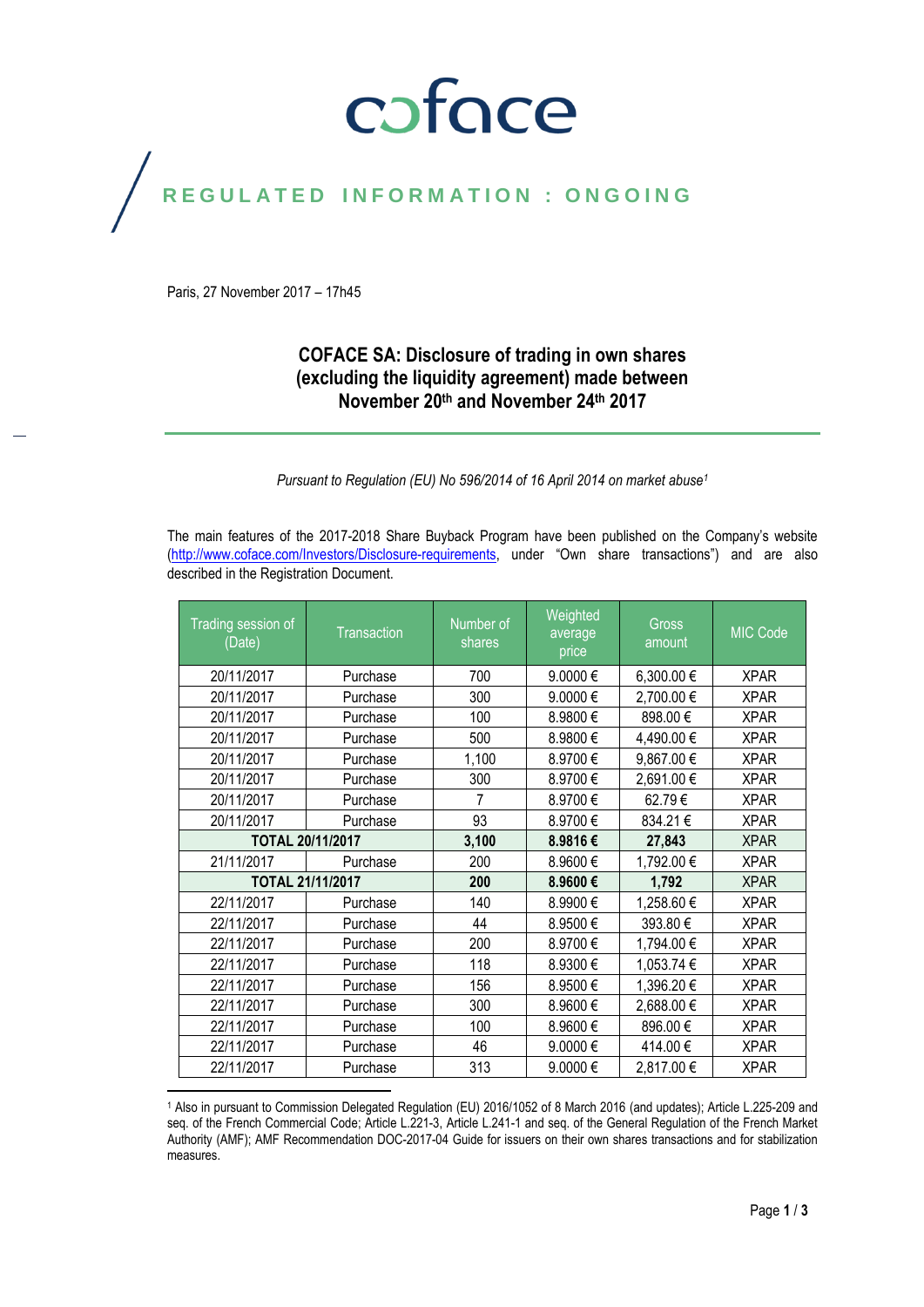coface

# REGULATED INFORMATION : ONGOING

Paris, 27 November 2017 – 17h45

## COFACE SA: Disclosure of trading in own shares (excluding the liquidity agreement) made between November 20th and November 24th 2017

*Pursuant to Regulation (EU) No 596/2014 of 16 April 2014 on market abuse[1]*

The main features of the 2017-2018 Share Buyback Program have been published on the Company's website (http://www.coface.com/Investors/Disclosure-requirements, under "Own share transactions") and are also described in the Registration Document.

| Trading session of (Date) | Transaction | Number of shares | Weighted average price | Gross amount | MIC Code |
|---|---|---|---|---|---|
| 20/11/2017 | Purchase | 700 | 9.0000 € | 6,300.00 € | XPAR |
| 20/11/2017 | Purchase | 300 | 9.0000 € | 2,700.00 € | XPAR |
| 20/11/2017 | Purchase | 100 | 8.9800 € | 898.00 € | XPAR |
| 20/11/2017 | Purchase | 500 | 8.9800 € | 4,490.00 € | XPAR |
| 20/11/2017 | Purchase | 1,100 | 8.9700 € | 9,867.00 € | XPAR |
| 20/11/2017 | Purchase | 300 | 8.9700 € | 2,691.00 € | XPAR |
| 20/11/2017 | Purchase | 7 | 8.9700 € | 62.79 € | XPAR |
| 20/11/2017 | Purchase | 93 | 8.9700 € | 834.21 € | XPAR |
| **TOTAL 20/11/2017** | | **3,100** | **8.9816 €** | **27,843** | XPAR |
| 21/11/2017 | Purchase | 200 | 8.9600 € | 1,792.00 € | XPAR |
| **TOTAL 21/11/2017** | | **200** | **8.9600 €** | **1,792** | XPAR |
| 22/11/2017 | Purchase | 140 | 8.9900 € | 1,258.60 € | XPAR |
| 22/11/2017 | Purchase | 44 | 8.9500 € | 393.80 € | XPAR |
| 22/11/2017 | Purchase | 200 | 8.9700 € | 1,794.00 € | XPAR |
| 22/11/2017 | Purchase | 118 | 8.9300 € | 1,053.74 € | XPAR |
| 22/11/2017 | Purchase | 156 | 8.9500 € | 1,396.20 € | XPAR |
| 22/11/2017 | Purchase | 300 | 8.9600 € | 2,688.00 € | XPAR |
| 22/11/2017 | Purchase | 100 | 8.9600 € | 896.00 € | XPAR |
| 22/11/2017 | Purchase | 46 | 9.0000 € | 414.00 € | XPAR |
| 22/11/2017 | Purchase | 313 | 9.0000 € | 2,817.00 € | XPAR |

[1] Also in pursuant to Commission Delegated Regulation (EU) 2016/1052 of 8 March 2016 (and updates); Article L.225-209 and seq. of the French Commercial Code; Article L.221-3, Article L.241-1 and seq. of the General Regulation of the French Market Authority (AMF); AMF Recommendation DOC-2017-04 Guide for issuers on their own shares transactions and for stabilization measures.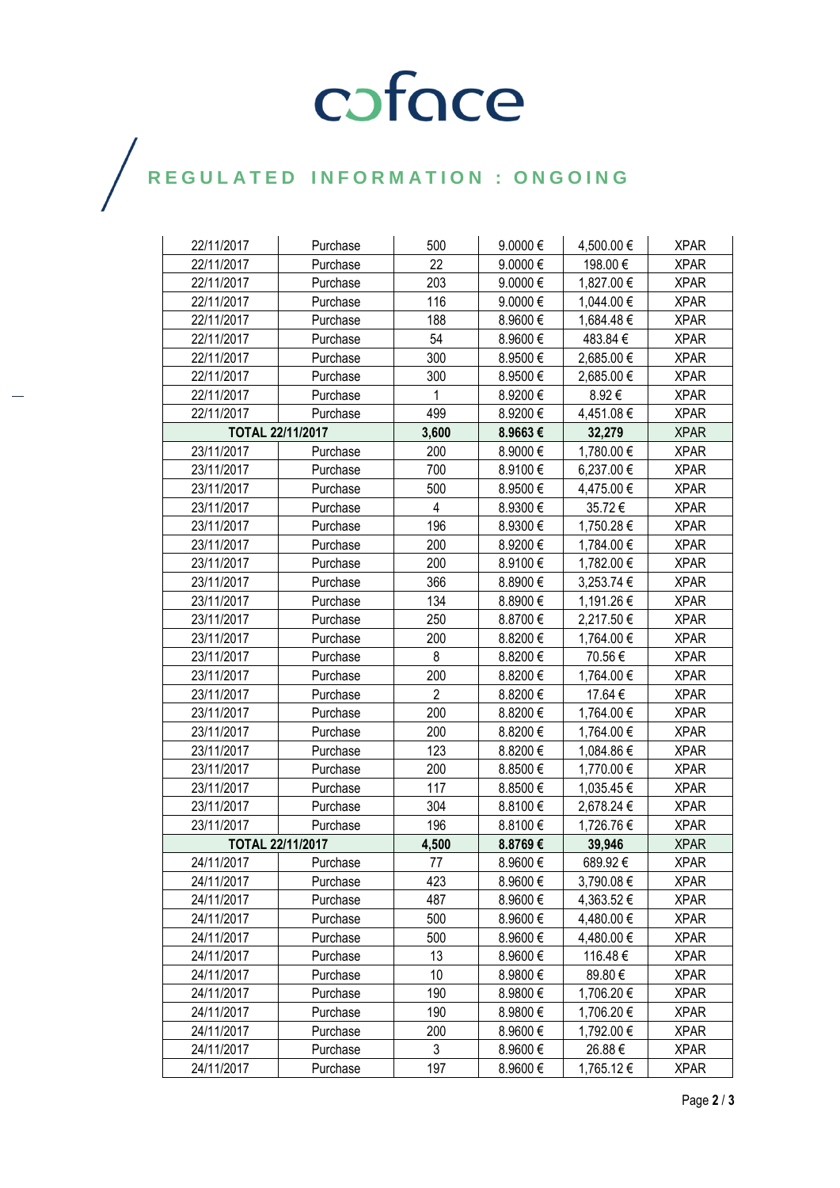# coface

## REGULATED INFORMATION : ONGOING

| | | | | | |
|---|---|---|---|---|---|
| 22/11/2017 | Purchase | 500 | 9.0000 € | 4,500.00 € | XPAR |
| 22/11/2017 | Purchase | 22 | 9.0000 € | 198.00 € | XPAR |
| 22/11/2017 | Purchase | 203 | 9.0000 € | 1,827.00 € | XPAR |
| 22/11/2017 | Purchase | 116 | 9.0000 € | 1,044.00 € | XPAR |
| 22/11/2017 | Purchase | 188 | 8.9600 € | 1,684.48 € | XPAR |
| 22/11/2017 | Purchase | 54 | 8.9600 € | 483.84 € | XPAR |
| 22/11/2017 | Purchase | 300 | 8.9500 € | 2,685.00 € | XPAR |
| 22/11/2017 | Purchase | 300 | 8.9500 € | 2,685.00 € | XPAR |
| 22/11/2017 | Purchase | 1 | 8.9200 € | 8.92 € | XPAR |
| 22/11/2017 | Purchase | 499 | 8.9200 € | 4,451.08 € | XPAR |
| **TOTAL 22/11/2017** | | **3,600** | **8.9663 €** | **32,279** | XPAR |
| 23/11/2017 | Purchase | 200 | 8.9000 € | 1,780.00 € | XPAR |
| 23/11/2017 | Purchase | 700 | 8.9100 € | 6,237.00 € | XPAR |
| 23/11/2017 | Purchase | 500 | 8.9500 € | 4,475.00 € | XPAR |
| 23/11/2017 | Purchase | 4 | 8.9300 € | 35.72 € | XPAR |
| 23/11/2017 | Purchase | 196 | 8.9300 € | 1,750.28 € | XPAR |
| 23/11/2017 | Purchase | 200 | 8.9200 € | 1,784.00 € | XPAR |
| 23/11/2017 | Purchase | 200 | 8.9100 € | 1,782.00 € | XPAR |
| 23/11/2017 | Purchase | 366 | 8.8900 € | 3,253.74 € | XPAR |
| 23/11/2017 | Purchase | 134 | 8.8900 € | 1,191.26 € | XPAR |
| 23/11/2017 | Purchase | 250 | 8.8700 € | 2,217.50 € | XPAR |
| 23/11/2017 | Purchase | 200 | 8.8200 € | 1,764.00 € | XPAR |
| 23/11/2017 | Purchase | 8 | 8.8200 € | 70.56 € | XPAR |
| 23/11/2017 | Purchase | 200 | 8.8200 € | 1,764.00 € | XPAR |
| 23/11/2017 | Purchase | 2 | 8.8200 € | 17.64 € | XPAR |
| 23/11/2017 | Purchase | 200 | 8.8200 € | 1,764.00 € | XPAR |
| 23/11/2017 | Purchase | 200 | 8.8200 € | 1,764.00 € | XPAR |
| 23/11/2017 | Purchase | 123 | 8.8200 € | 1,084.86 € | XPAR |
| 23/11/2017 | Purchase | 200 | 8.8500 € | 1,770.00 € | XPAR |
| 23/11/2017 | Purchase | 117 | 8.8500 € | 1,035.45 € | XPAR |
| 23/11/2017 | Purchase | 304 | 8.8100 € | 2,678.24 € | XPAR |
| 23/11/2017 | Purchase | 196 | 8.8100 € | 1,726.76 € | XPAR |
| **TOTAL 22/11/2017** | | **4,500** | **8.8769 €** | **39,946** | XPAR |
| 24/11/2017 | Purchase | 77 | 8.9600 € | 689.92 € | XPAR |
| 24/11/2017 | Purchase | 423 | 8.9600 € | 3,790.08 € | XPAR |
| 24/11/2017 | Purchase | 487 | 8.9600 € | 4,363.52 € | XPAR |
| 24/11/2017 | Purchase | 500 | 8.9600 € | 4,480.00 € | XPAR |
| 24/11/2017 | Purchase | 500 | 8.9600 € | 4,480.00 € | XPAR |
| 24/11/2017 | Purchase | 13 | 8.9600 € | 116.48 € | XPAR |
| 24/11/2017 | Purchase | 10 | 8.9800 € | 89.80 € | XPAR |
| 24/11/2017 | Purchase | 190 | 8.9800 € | 1,706.20 € | XPAR |
| 24/11/2017 | Purchase | 190 | 8.9800 € | 1,706.20 € | XPAR |
| 24/11/2017 | Purchase | 200 | 8.9600 € | 1,792.00 € | XPAR |
| 24/11/2017 | Purchase | 3 | 8.9600 € | 26.88 € | XPAR |
| 24/11/2017 | Purchase | 197 | 8.9600 € | 1,765.12 € | XPAR |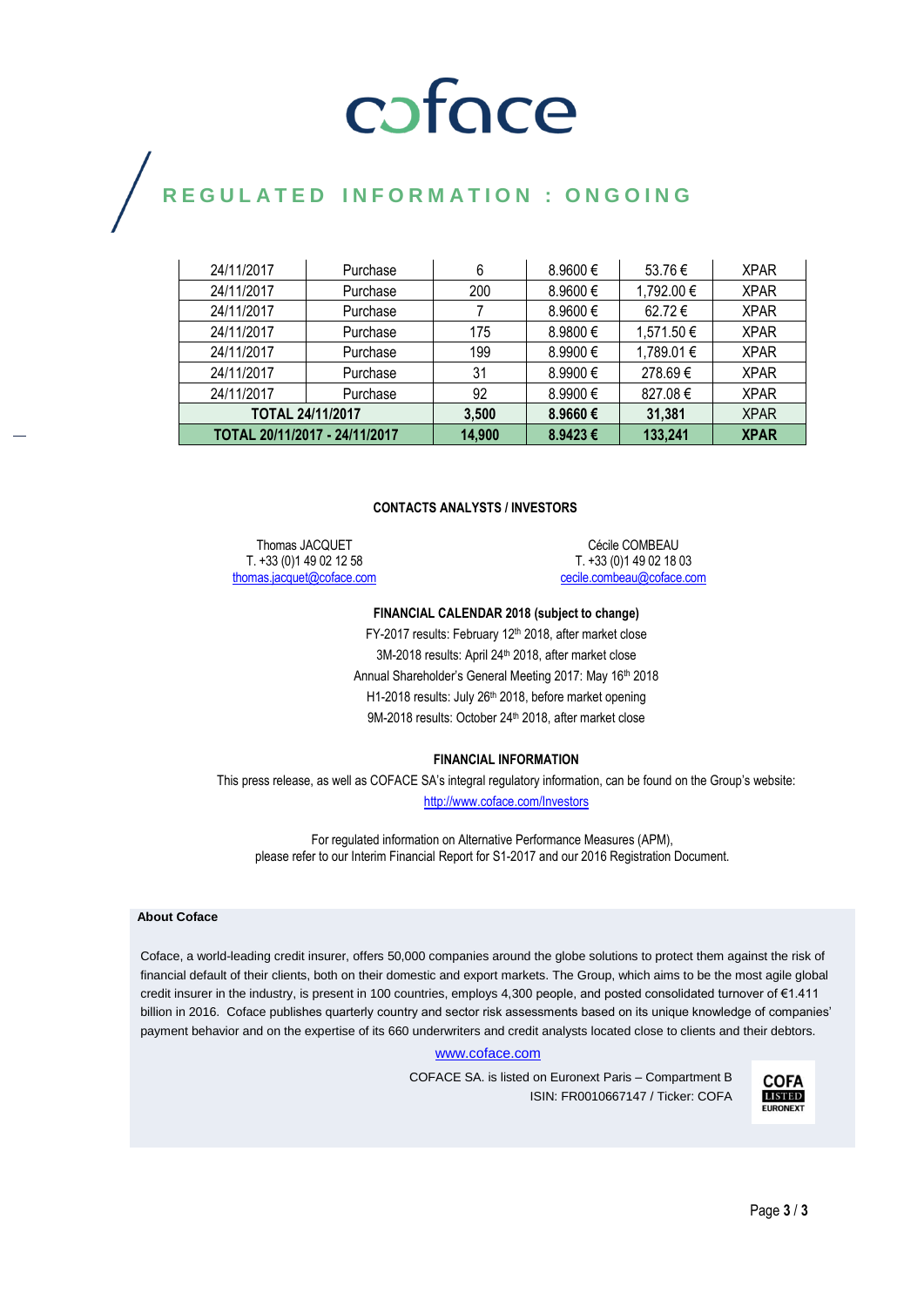# REGULATED INFORMATION : ONGOING

| | | | | | |
|---|---|---|---|---|---|
| 24/11/2017 | Purchase | 6 | 8.9600 € | 53.76 € | XPAR |
| 24/11/2017 | Purchase | 200 | 8.9600 € | 1,792.00 € | XPAR |
| 24/11/2017 | Purchase | 7 | 8.9600 € | 62.72 € | XPAR |
| 24/11/2017 | Purchase | 175 | 8.9800 € | 1,571.50 € | XPAR |
| 24/11/2017 | Purchase | 199 | 8.9900 € | 1,789.01 € | XPAR |
| 24/11/2017 | Purchase | 31 | 8.9900 € | 278.69 € | XPAR |
| 24/11/2017 | Purchase | 92 | 8.9900 € | 827.08 € | XPAR |
| **TOTAL 24/11/2017** | | **3,500** | **8.9660 €** | **31,381** | XPAR |
| **TOTAL 20/11/2017 - 24/11/2017** | | **14,900** | **8.9423 €** | **133,241** | **XPAR** |

**CONTACTS ANALYSTS / INVESTORS**

Thomas JACQUET
T. +33 (0)1 49 02 12 58
thomas.jacquet@coface.com

Cécile COMBEAU
T. +33 (0)1 49 02 18 03
cecile.combeau@coface.com

**FINANCIAL CALENDAR 2018 (subject to change)**

FY-2017 results: February 12th 2018, after market close
3M-2018 results: April 24th 2018, after market close
Annual Shareholder's General Meeting 2017: May 16th 2018
H1-2018 results: July 26th 2018, before market opening
9M-2018 results: October 24th 2018, after market close

**FINANCIAL INFORMATION**

This press release, as well as COFACE SA's integral regulatory information, can be found on the Group's website:
http://www.coface.com/Investors

For regulated information on Alternative Performance Measures (APM),
please refer to our Interim Financial Report for S1-2017 and our 2016 Registration Document.

**About Coface**

Coface, a world-leading credit insurer, offers 50,000 companies around the globe solutions to protect them against the risk of financial default of their clients, both on their domestic and export markets. The Group, which aims to be the most agile global credit insurer in the industry, is present in 100 countries, employs 4,300 people, and posted consolidated turnover of €1.411 billion in 2016. Coface publishes quarterly country and sector risk assessments based on its unique knowledge of companies' payment behavior and on the expertise of its 660 underwriters and credit analysts located close to clients and their debtors.

www.coface.com

COFACE SA. is listed on Euronext Paris – Compartment B
ISIN: FR0010667147 / Ticker: COFA